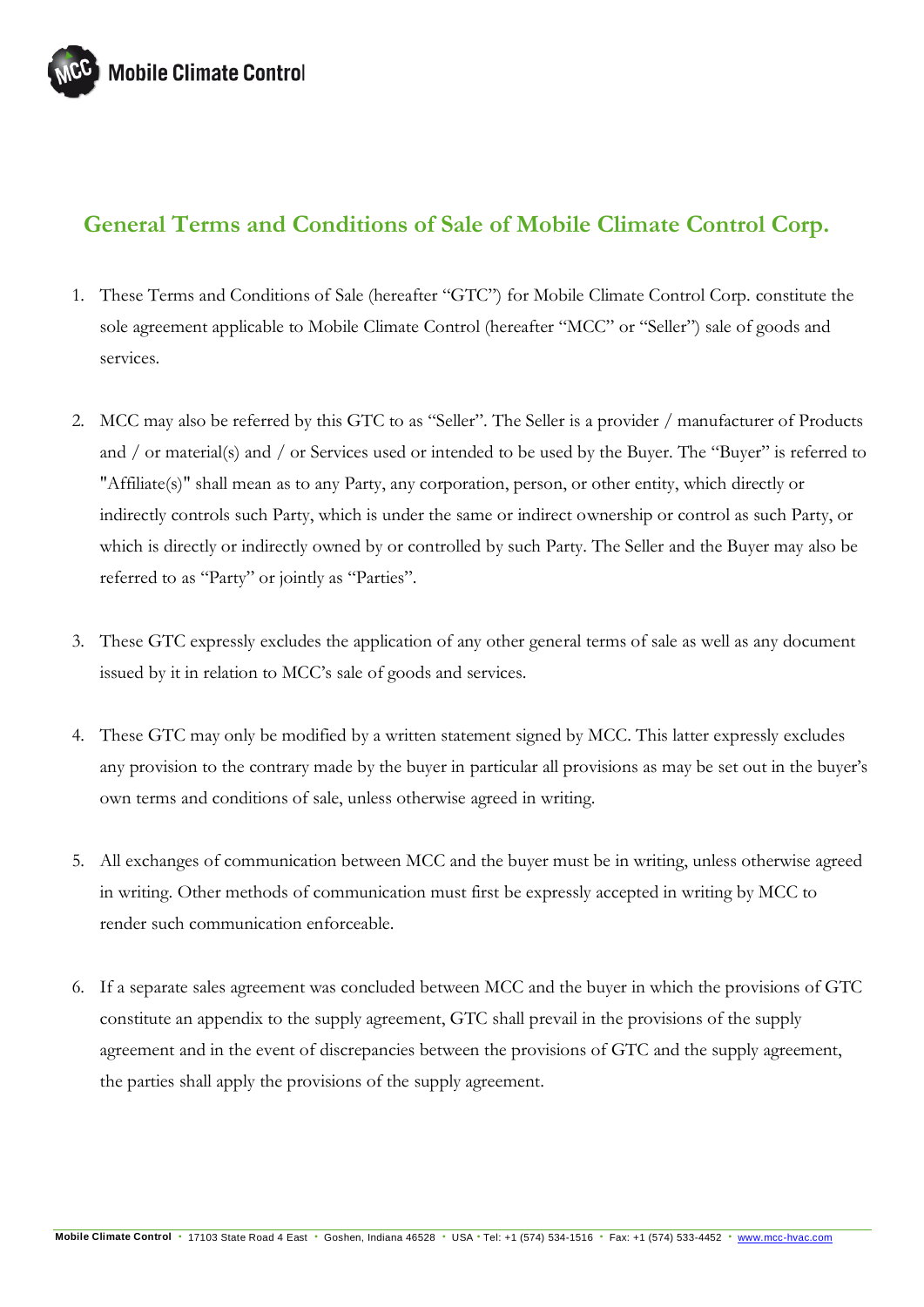# General Terms and Conditions of Sale of Mobile Climate Control Corp.

1. These Terms and Conditions of Sale (hereafter "GTC") for Mobile Climate Control Corp. constitute the sole agreement applicable to Mobile Climate Control (hereafter "MCC" or "Seller") sale of goods and services.

2. MCC may also be referred by this GTC to as "Seller". The Seller is a provider / manufacturer of Products and / or material(s) and / or Services used or intended to be used by the Buyer. The "Buyer" is referred to "Affiliate(s)" shall mean as to any Party, any corporation, person, or other entity, which directly or indirectly controls such Party, which is under the same or indirect ownership or control as such Party, or which is directly or indirectly owned by or controlled by such Party. The Seller and the Buyer may also be referred to as "Party" or jointly as "Parties".

3. These GTC expressly excludes the application of any other general terms of sale as well as any document issued by it in relation to MCC's sale of goods and services.

4. These GTC may only be modified by a written statement signed by MCC. This latter expressly excludes any provision to the contrary made by the buyer in particular all provisions as may be set out in the buyer's own terms and conditions of sale, unless otherwise agreed in writing.

5. All exchanges of communication between MCC and the buyer must be in writing, unless otherwise agreed in writing. Other methods of communication must first be expressly accepted in writing by MCC to render such communication enforceable.

6. If a separate sales agreement was concluded between MCC and the buyer in which the provisions of GTC constitute an appendix to the supply agreement, GTC shall prevail in the provisions of the supply agreement and in the event of discrepancies between the provisions of GTC and the supply agreement, the parties shall apply the provisions of the supply agreement.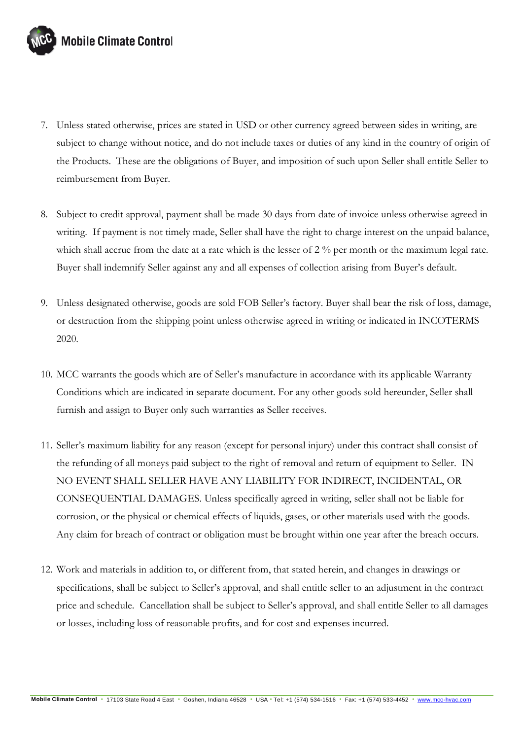7. Unless stated otherwise, prices are stated in USD or other currency agreed between sides in writing, are subject to change without notice, and do not include taxes or duties of any kind in the country of origin of the Products. These are the obligations of Buyer, and imposition of such upon Seller shall entitle Seller to reimbursement from Buyer.

8. Subject to credit approval, payment shall be made 30 days from date of invoice unless otherwise agreed in writing. If payment is not timely made, Seller shall have the right to charge interest on the unpaid balance, which shall accrue from the date at a rate which is the lesser of 2 % per month or the maximum legal rate. Buyer shall indemnify Seller against any and all expenses of collection arising from Buyer's default.

9. Unless designated otherwise, goods are sold FOB Seller's factory. Buyer shall bear the risk of loss, damage, or destruction from the shipping point unless otherwise agreed in writing or indicated in INCOTERMS 2020.

10. MCC warrants the goods which are of Seller's manufacture in accordance with its applicable Warranty Conditions which are indicated in separate document. For any other goods sold hereunder, Seller shall furnish and assign to Buyer only such warranties as Seller receives.

11. Seller's maximum liability for any reason (except for personal injury) under this contract shall consist of the refunding of all moneys paid subject to the right of removal and return of equipment to Seller. IN NO EVENT SHALL SELLER HAVE ANY LIABILITY FOR INDIRECT, INCIDENTAL, OR CONSEQUENTIAL DAMAGES. Unless specifically agreed in writing, seller shall not be liable for corrosion, or the physical or chemical effects of liquids, gases, or other materials used with the goods. Any claim for breach of contract or obligation must be brought within one year after the breach occurs.

12. Work and materials in addition to, or different from, that stated herein, and changes in drawings or specifications, shall be subject to Seller's approval, and shall entitle seller to an adjustment in the contract price and schedule. Cancellation shall be subject to Seller's approval, and shall entitle Seller to all damages or losses, including loss of reasonable profits, and for cost and expenses incurred.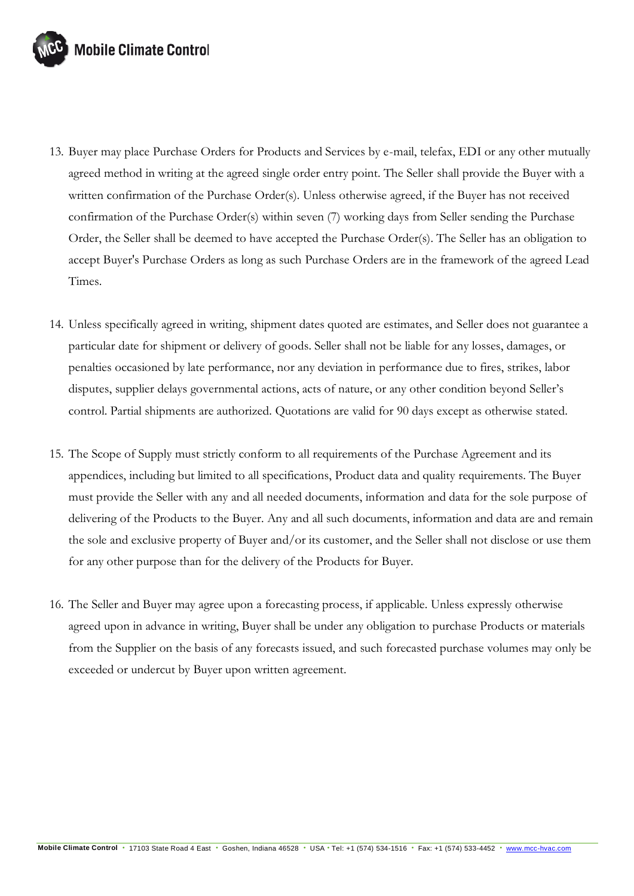13. Buyer may place Purchase Orders for Products and Services by e-mail, telefax, EDI or any other mutually agreed method in writing at the agreed single order entry point. The Seller shall provide the Buyer with a written confirmation of the Purchase Order(s). Unless otherwise agreed, if the Buyer has not received confirmation of the Purchase Order(s) within seven (7) working days from Seller sending the Purchase Order, the Seller shall be deemed to have accepted the Purchase Order(s). The Seller has an obligation to accept Buyer's Purchase Orders as long as such Purchase Orders are in the framework of the agreed Lead Times.

14. Unless specifically agreed in writing, shipment dates quoted are estimates, and Seller does not guarantee a particular date for shipment or delivery of goods. Seller shall not be liable for any losses, damages, or penalties occasioned by late performance, nor any deviation in performance due to fires, strikes, labor disputes, supplier delays governmental actions, acts of nature, or any other condition beyond Seller's control. Partial shipments are authorized. Quotations are valid for 90 days except as otherwise stated.

15. The Scope of Supply must strictly conform to all requirements of the Purchase Agreement and its appendices, including but limited to all specifications, Product data and quality requirements. The Buyer must provide the Seller with any and all needed documents, information and data for the sole purpose of delivering of the Products to the Buyer. Any and all such documents, information and data are and remain the sole and exclusive property of Buyer and/or its customer, and the Seller shall not disclose or use them for any other purpose than for the delivery of the Products for Buyer.

16. The Seller and Buyer may agree upon a forecasting process, if applicable. Unless expressly otherwise agreed upon in advance in writing, Buyer shall be under any obligation to purchase Products or materials from the Supplier on the basis of any forecasts issued, and such forecasted purchase volumes may only be exceeded or undercut by Buyer upon written agreement.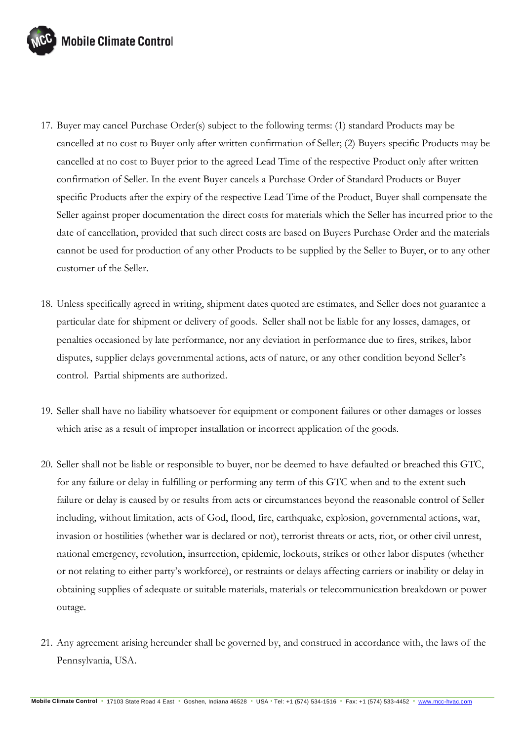17. Buyer may cancel Purchase Order(s) subject to the following terms: (1) standard Products may be cancelled at no cost to Buyer only after written confirmation of Seller; (2) Buyers specific Products may be cancelled at no cost to Buyer prior to the agreed Lead Time of the respective Product only after written confirmation of Seller. In the event Buyer cancels a Purchase Order of Standard Products or Buyer specific Products after the expiry of the respective Lead Time of the Product, Buyer shall compensate the Seller against proper documentation the direct costs for materials which the Seller has incurred prior to the date of cancellation, provided that such direct costs are based on Buyers Purchase Order and the materials cannot be used for production of any other Products to be supplied by the Seller to Buyer, or to any other customer of the Seller.

18. Unless specifically agreed in writing, shipment dates quoted are estimates, and Seller does not guarantee a particular date for shipment or delivery of goods. Seller shall not be liable for any losses, damages, or penalties occasioned by late performance, nor any deviation in performance due to fires, strikes, labor disputes, supplier delays governmental actions, acts of nature, or any other condition beyond Seller's control. Partial shipments are authorized.

19. Seller shall have no liability whatsoever for equipment or component failures or other damages or losses which arise as a result of improper installation or incorrect application of the goods.

20. Seller shall not be liable or responsible to buyer, nor be deemed to have defaulted or breached this GTC, for any failure or delay in fulfilling or performing any term of this GTC when and to the extent such failure or delay is caused by or results from acts or circumstances beyond the reasonable control of Seller including, without limitation, acts of God, flood, fire, earthquake, explosion, governmental actions, war, invasion or hostilities (whether war is declared or not), terrorist threats or acts, riot, or other civil unrest, national emergency, revolution, insurrection, epidemic, lockouts, strikes or other labor disputes (whether or not relating to either party's workforce), or restraints or delays affecting carriers or inability or delay in obtaining supplies of adequate or suitable materials, materials or telecommunication breakdown or power outage.

21. Any agreement arising hereunder shall be governed by, and construed in accordance with, the laws of the Pennsylvania, USA.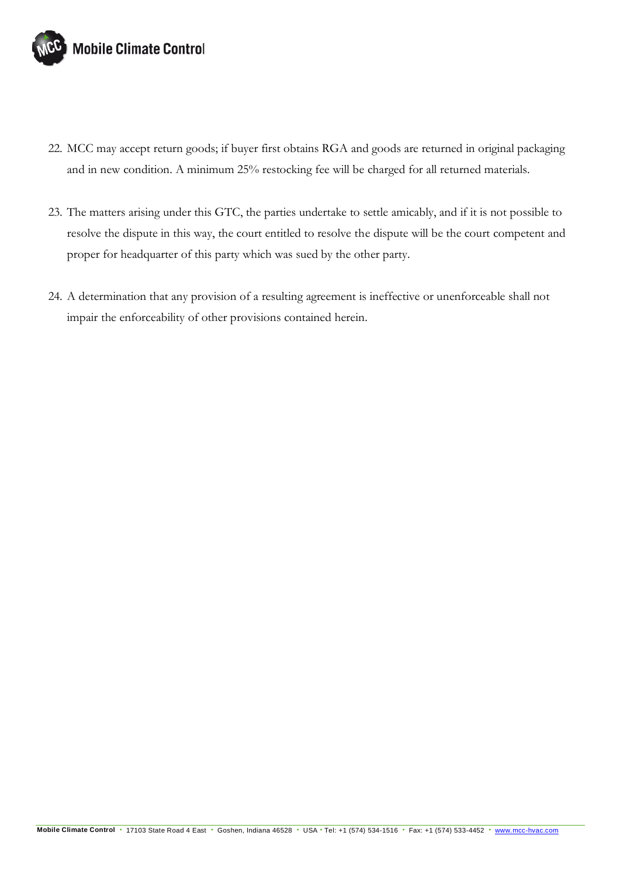22. MCC may accept return goods; if buyer first obtains RGA and goods are returned in original packaging and in new condition. A minimum 25% restocking fee will be charged for all returned materials.

23. The matters arising under this GTC, the parties undertake to settle amicably, and if it is not possible to resolve the dispute in this way, the court entitled to resolve the dispute will be the court competent and proper for headquarter of this party which was sued by the other party.

24. A determination that any provision of a resulting agreement is ineffective or unenforceable shall not impair the enforceability of other provisions contained herein.